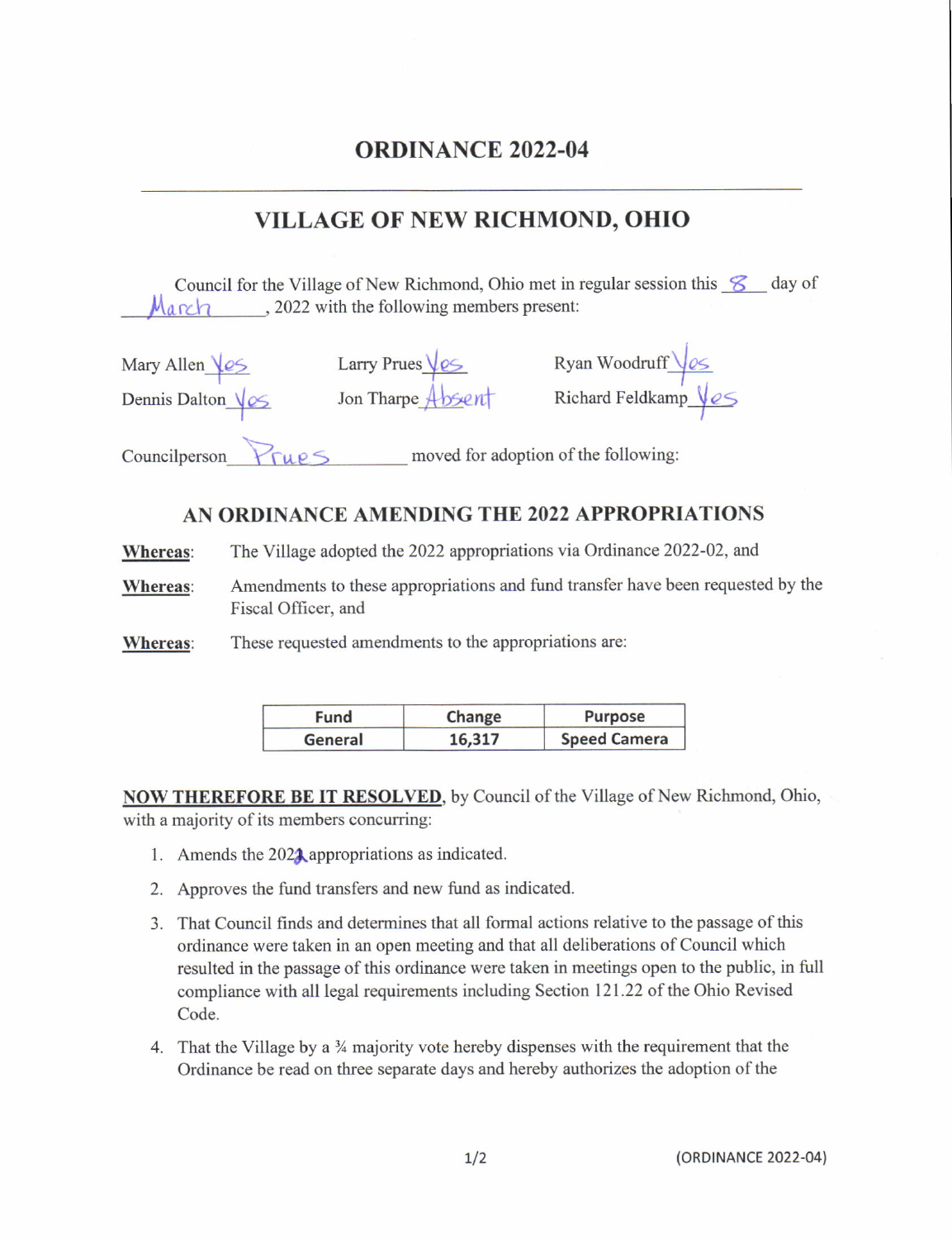# ORDINANCE 2022-04

---

## VILLAGE OF NEW RICHMOND, OHIO

Council for the Village of New Richmond, Ohio met in regular session this 8 day of March, 2022 with the following members present:

Mary Allen Yes    Larry Prues Yes    Ryan Woodruff Yes
Dennis Dalton Yes    Jon Tharpe Absent    Richard Feldkamp Yes

Councilperson Prues moved for adoption of the following:

### AN ORDINANCE AMENDING THE 2022 APPROPRIATIONS

**Whereas**: The Village adopted the 2022 appropriations via Ordinance 2022-02, and

**Whereas**: Amendments to these appropriations and fund transfer have been requested by the Fiscal Officer, and

**Whereas**: These requested amendments to the appropriations are:

| Fund | Change | Purpose |
|---|---|---|
| General | 16,317 | Speed Camera |

**NOW THEREFORE BE IT RESOLVED**, by Council of the Village of New Richmond, Ohio, with a majority of its members concurring:

1. Amends the 2022 appropriations as indicated.
2. Approves the fund transfers and new fund as indicated.
3. That Council finds and determines that all formal actions relative to the passage of this ordinance were taken in an open meeting and that all deliberations of Council which resulted in the passage of this ordinance were taken in meetings open to the public, in full compliance with all legal requirements including Section 121.22 of the Ohio Revised Code.
4. That the Village by a ¾ majority vote hereby dispenses with the requirement that the Ordinance be read on three separate days and hereby authorizes the adoption of the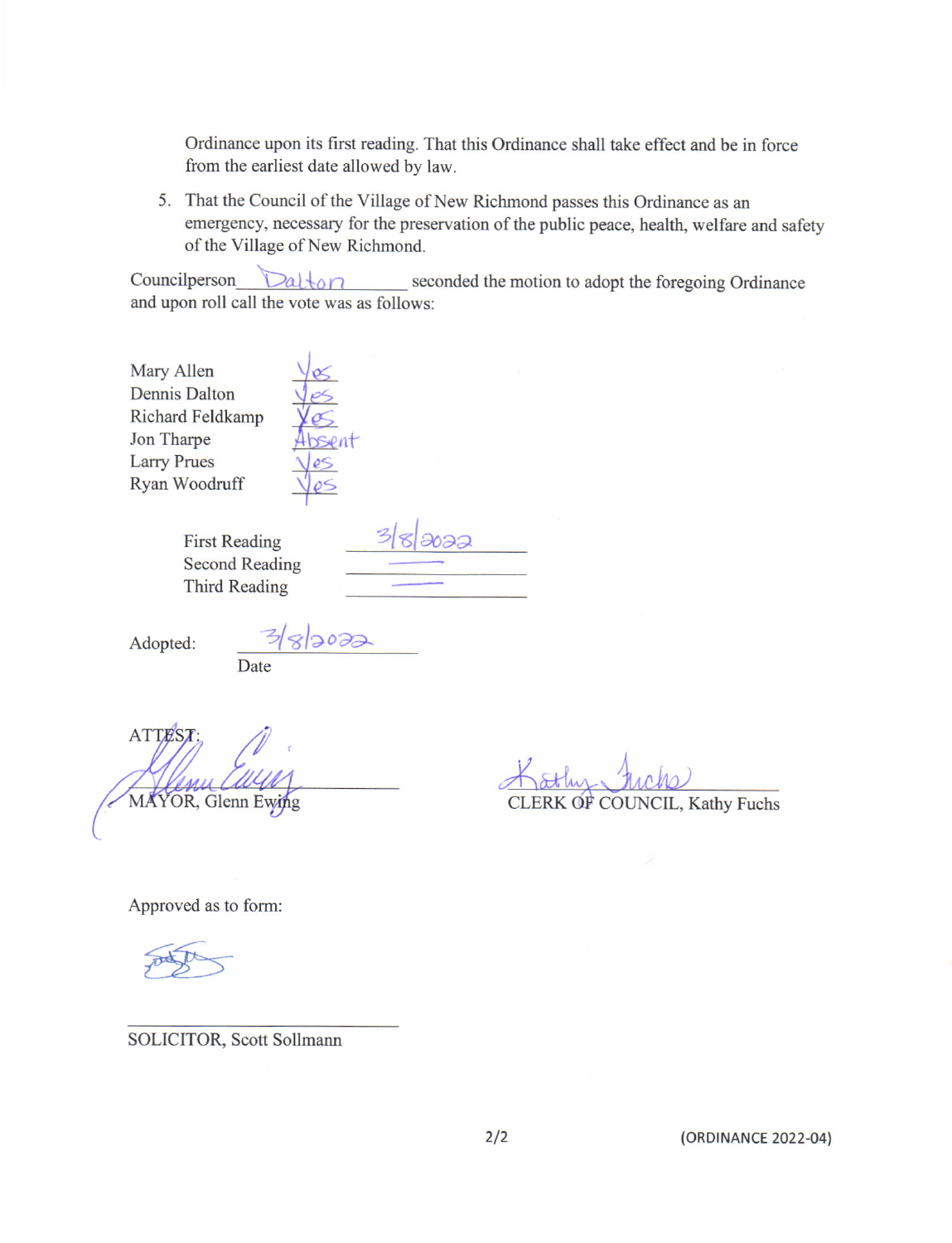Ordinance upon its first reading. That this Ordinance shall take effect and be in force from the earliest date allowed by law.

5. That the Council of the Village of New Richmond passes this Ordinance as an emergency, necessary for the preservation of the public peace, health, welfare and safety of the Village of New Richmond.

Councilperson Dalton seconded the motion to adopt the foregoing Ordinance and upon roll call the vote was as follows:

| | |
|---|---|
| Mary Allen | Yes |
| Dennis Dalton | Yes |
| Richard Feldkamp | Yes |
| Jon Tharpe | Absent |
| Larry Prues | Yes |
| Ryan Woodruff | Yes |

| | |
|---|---|
| First Reading | 3/8/2022 |
| Second Reading | — |
| Third Reading | — |

Adopted: 3/8/2022
Date

ATTEST:

MAYOR, Glenn Ewing

CLERK OF COUNCIL, Kathy Fuchs

Approved as to form:

SOLICITOR, Scott Sollmann

(ORDINANCE 2022-04)